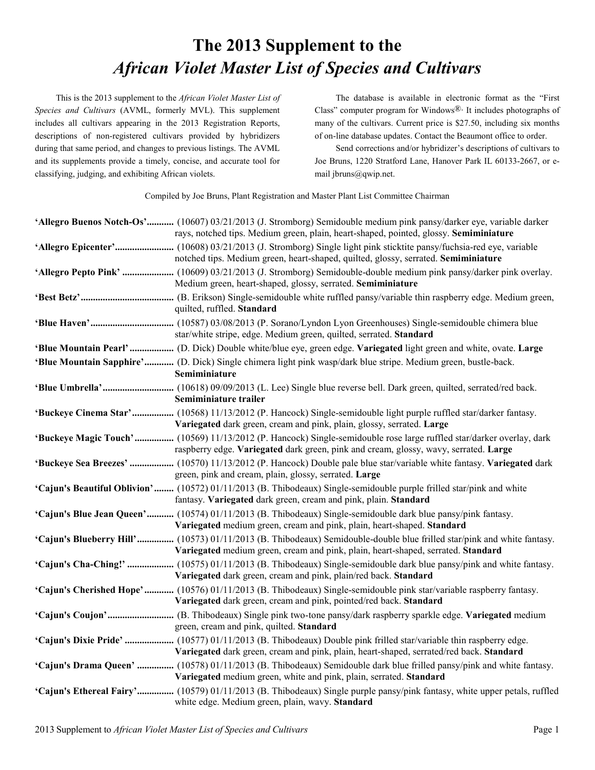# The 2013 Supplement to the *African Violet Master List of Species and Cultivars*

This is the 2013 supplement to the *African Violet Master List of Species and Cultivars* (AVML, formerly MVL). This supplement includes all cultivars appearing in the 2013 Registration Reports, descriptions of non-registered cultivars provided by hybridizers during that same period, and changes to previous listings. The AVML and its supplements provide a timely, concise, and accurate tool for classifying, judging, and exhibiting African violets.

The database is available in electronic format as the "First Class" computer program for Windows®. It includes photographs of many of the cultivars. Current price is $27.50, including six months of on-line database updates. Contact the Beaumont office to order.

Send corrections and/or hybridizer's descriptions of cultivars to Joe Bruns, 1220 Stratford Lane, Hanover Park IL 60133-2667, or e-mail jbruns@qwip.net.

Compiled by Joe Bruns, Plant Registration and Master Plant List Committee Chairman

**'Allegro Buenos Notch-Os'**.......... (10607) 03/21/2013 (J. Stromborg) Semidouble medium pink pansy/darker eye, variable darker rays, notched tips. Medium green, plain, heart-shaped, pointed, glossy. **Semiminiature**

**'Allegro Epicenter'**.......................... (10608) 03/21/2013 (J. Stromborg) Single light pink sticktite pansy/fuchsia-red eye, variable notched tips. Medium green, heart-shaped, quilted, glossy, serrated. **Semiminiature**

**'Allegro Pepto Pink'** ...................... (10609) 03/21/2013 (J. Stromborg) Semidouble-double medium pink pansy/darker pink overlay. Medium green, heart-shaped, glossy, serrated. **Semiminiature**

**'Best Betz'**...................................... (B. Erikson) Single-semidouble white ruffled pansy/variable thin raspberry edge. Medium green, quilted, ruffled. **Standard**

**'Blue Haven'**.................................. (10587) 03/08/2013 (P. Sorano/Lyndon Lyon Greenhouses) Single-semidouble chimera blue star/white stripe, edge. Medium green, quilted, serrated. **Standard**

**'Blue Mountain Pearl'** .................. (D. Dick) Double white/blue eye, green edge. **Variegated** light green and white, ovate. **Large**

**'Blue Mountain Sapphire'**............ (D. Dick) Single chimera light pink wasp/dark blue stripe. Medium green, bustle-back. **Semiminiature**

**'Blue Umbrella'**............................. (10618) 09/09/2013 (L. Lee) Single blue reverse bell. Dark green, quilted, serrated/red back. **Semiminiature trailer**

**'Buckeye Cinema Star'**................. (10568) 11/13/2012 (P. Hancock) Single-semidouble light purple ruffled star/darker fantasy. **Variegated** dark green, cream and pink, plain, glossy, serrated. **Large**

**'Buckeye Magic Touch'**................ (10569) 11/13/2012 (P. Hancock) Single-semidouble rose large ruffled star/darker overlay, dark raspberry edge. **Variegated** dark green, pink and cream, glossy, wavy, serrated. **Large**

**'Buckeye Sea Breezes'** .................. (10570) 11/13/2012 (P. Hancock) Double pale blue star/variable white fantasy. **Variegated** dark green, pink and cream, plain, glossy, serrated. **Large**

**'Cajun's Beautiful Oblivion'**........ (10572) 01/11/2013 (B. Thibodeaux) Single-semidouble purple frilled star/pink and white fantasy. **Variegated** dark green, cream and pink, plain. **Standard**

**'Cajun's Blue Jean Queen'**........... (10574) 01/11/2013 (B. Thibodeaux) Single-semidouble dark blue pansy/pink fantasy. **Variegated** medium green, cream and pink, plain, heart-shaped. **Standard**

**'Cajun's Blueberry Hill'**............... (10573) 01/11/2013 (B. Thibodeaux) Semidouble-double blue frilled star/pink and white fantasy. **Variegated** medium green, cream and pink, plain, heart-shaped, serrated. **Standard**

**'Cajun's Cha-Ching!'** ................... (10575) 01/11/2013 (B. Thibodeaux) Single-semidouble dark blue pansy/pink and white fantasy. **Variegated** dark green, cream and pink, plain/red back. **Standard**

**'Cajun's Cherished Hope'**............ (10576) 01/11/2013 (B. Thibodeaux) Single-semidouble pink star/variable raspberry fantasy. **Variegated** dark green, cream and pink, pointed/red back. **Standard**

**'Cajun's Coujon'**........................... (B. Thibodeaux) Single pink two-tone pansy/dark raspberry sparkle edge. **Variegated** medium green, cream and pink, quilted. **Standard**

**'Cajun's Dixie Pride'** .................... (10577) 01/11/2013 (B. Thibodeaux) Double pink frilled star/variable thin raspberry edge. **Variegated** dark green, cream and pink, plain, heart-shaped, serrated/red back. **Standard**

**'Cajun's Drama Queen'** ............... (10578) 01/11/2013 (B. Thibodeaux) Semidouble dark blue frilled pansy/pink and white fantasy. **Variegated** medium green, white and pink, plain, serrated. **Standard**

**'Cajun's Ethereal Fairy'**............... (10579) 01/11/2013 (B. Thibodeaux) Single purple pansy/pink fantasy, white upper petals, ruffled white edge. Medium green, plain, wavy. **Standard**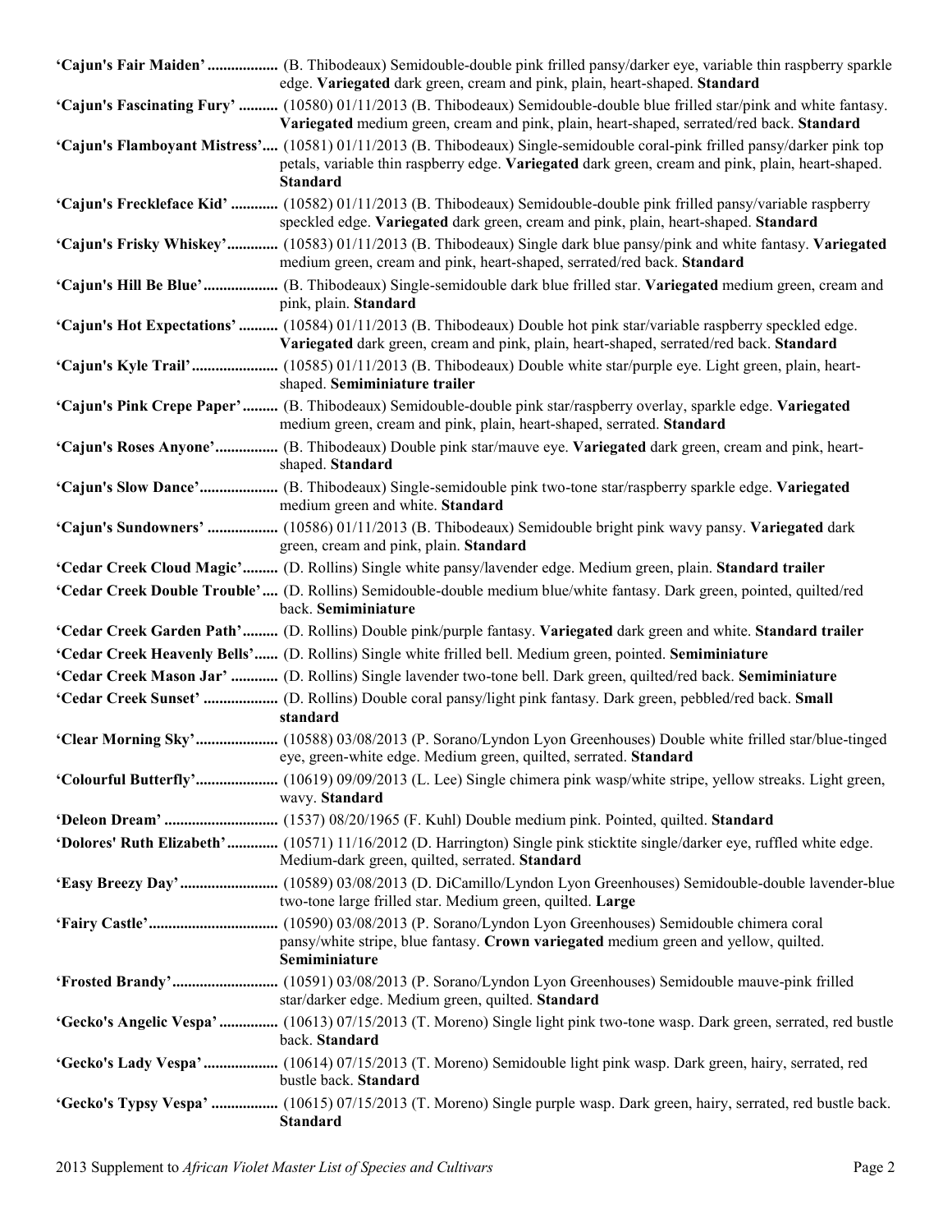**'Cajun's Fair Maiden'** .................. (B. Thibodeaux) Semidouble-double pink frilled pansy/darker eye, variable thin raspberry sparkle edge. **Variegated** dark green, cream and pink, plain, heart-shaped. **Standard**

**'Cajun's Fascinating Fury'** .......... (10580) 01/11/2013 (B. Thibodeaux) Semidouble-double blue frilled star/pink and white fantasy. **Variegated** medium green, cream and pink, plain, heart-shaped, serrated/red back. **Standard**

**'Cajun's Flamboyant Mistress'**.... (10581) 01/11/2013 (B. Thibodeaux) Single-semidouble coral-pink frilled pansy/darker pink top petals, variable thin raspberry edge. **Variegated** dark green, cream and pink, plain, heart-shaped. **Standard**

**'Cajun's Freckleface Kid'** ............ (10582) 01/11/2013 (B. Thibodeaux) Semidouble-double pink frilled pansy/variable raspberry speckled edge. **Variegated** dark green, cream and pink, plain, heart-shaped. **Standard**

**'Cajun's Frisky Whiskey'**............. (10583) 01/11/2013 (B. Thibodeaux) Single dark blue pansy/pink and white fantasy. **Variegated** medium green, cream and pink, heart-shaped, serrated/red back. **Standard**

**'Cajun's Hill Be Blue'**................... (B. Thibodeaux) Single-semidouble dark blue frilled star. **Variegated** medium green, cream and pink, plain. **Standard**

**'Cajun's Hot Expectations'** .......... (10584) 01/11/2013 (B. Thibodeaux) Double hot pink star/variable raspberry speckled edge. **Variegated** dark green, cream and pink, plain, heart-shaped, serrated/red back. **Standard**

**'Cajun's Kyle Trail'**...................... (10585) 01/11/2013 (B. Thibodeaux) Double white star/purple eye. Light green, plain, heart-shaped. **Semiminiature trailer**

**'Cajun's Pink Crepe Paper'**......... (B. Thibodeaux) Semidouble-double pink star/raspberry overlay, sparkle edge. **Variegated** medium green, cream and pink, plain, heart-shaped, serrated. **Standard**

**'Cajun's Roses Anyone'**................ (B. Thibodeaux) Double pink star/mauve eye. **Variegated** dark green, cream and pink, heart-shaped. **Standard**

**'Cajun's Slow Dance'**.................... (B. Thibodeaux) Single-semidouble pink two-tone star/raspberry sparkle edge. **Variegated** medium green and white. **Standard**

**'Cajun's Sundowners'** .................. (10586) 01/11/2013 (B. Thibodeaux) Semidouble bright pink wavy pansy. **Variegated** dark green, cream and pink, plain. **Standard**

**'Cedar Creek Cloud Magic'**......... (D. Rollins) Single white pansy/lavender edge. Medium green, plain. **Standard trailer**

**'Cedar Creek Double Trouble'**.... (D. Rollins) Semidouble-double medium blue/white fantasy. Dark green, pointed, quilted/red back. **Semiminiature**

**'Cedar Creek Garden Path'**......... (D. Rollins) Double pink/purple fantasy. **Variegated** dark green and white. **Standard trailer**

**'Cedar Creek Heavenly Bells'**...... (D. Rollins) Single white frilled bell. Medium green, pointed. **Semiminiature**

**'Cedar Creek Mason Jar'** ............ (D. Rollins) Single lavender two-tone bell. Dark green, quilted/red back. **Semiminiature**

**'Cedar Creek Sunset'** ................... (D. Rollins) Double coral pansy/light pink fantasy. Dark green, pebbled/red back. **Small standard**

**'Clear Morning Sky'**..................... (10588) 03/08/2013 (P. Sorano/Lyndon Lyon Greenhouses) Double white frilled star/blue-tinged eye, green-white edge. Medium green, quilted, serrated. **Standard**

**'Colourful Butterfly'**..................... (10619) 09/09/2013 (L. Lee) Single chimera pink wasp/white stripe, yellow streaks. Light green, wavy. **Standard**

**'Deleon Dream'** ............................. (1537) 08/20/1965 (F. Kuhl) Double medium pink. Pointed, quilted. **Standard**

**'Dolores' Ruth Elizabeth'**............. (10571) 11/16/2012 (D. Harrington) Single pink sticktite single/darker eye, ruffled white edge. Medium-dark green, quilted, serrated. **Standard**

**'Easy Breezy Day'**......................... (10589) 03/08/2013 (D. DiCamillo/Lyndon Lyon Greenhouses) Semidouble-double lavender-blue two-tone large frilled star. Medium green, quilted. **Large**

**'Fairy Castle'**................................ (10590) 03/08/2013 (P. Sorano/Lyndon Lyon Greenhouses) Semidouble chimera coral pansy/white stripe, blue fantasy. **Crown variegated** medium green and yellow, quilted. **Semiminiature**

**'Frosted Brandy'**........................... (10591) 03/08/2013 (P. Sorano/Lyndon Lyon Greenhouses) Semidouble mauve-pink frilled star/darker edge. Medium green, quilted. **Standard**

**'Gecko's Angelic Vespa'** ............... (10613) 07/15/2013 (T. Moreno) Single light pink two-tone wasp. Dark green, serrated, red bustle back. **Standard**

**'Gecko's Lady Vespa'**................... (10614) 07/15/2013 (T. Moreno) Semidouble light pink wasp. Dark green, hairy, serrated, red bustle back. **Standard**

**'Gecko's Typsy Vespa'** ................. (10615) 07/15/2013 (T. Moreno) Single purple wasp. Dark green, hairy, serrated, red bustle back. **Standard**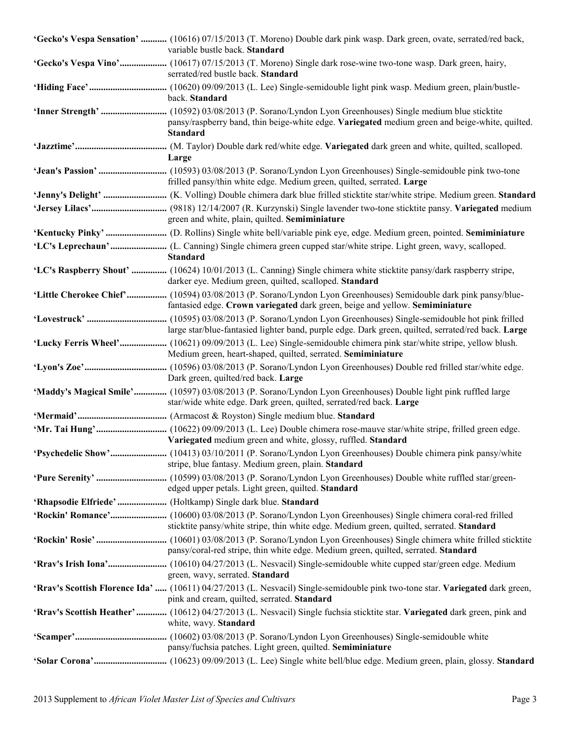**'Gecko's Vespa Sensation'** ........... (10616) 07/15/2013 (T. Moreno) Double dark pink wasp. Dark green, ovate, serrated/red back, variable bustle back. **Standard**

**'Gecko's Vespa Vino'**.................... (10617) 07/15/2013 (T. Moreno) Single dark rose-wine two-tone wasp. Dark green, hairy, serrated/red bustle back. **Standard**

**'Hiding Face'**................................ (10620) 09/09/2013 (L. Lee) Single-semidouble light pink wasp. Medium green, plain/bustle-back. **Standard**

**'Inner Strength'** ............................ (10592) 03/08/2013 (P. Sorano/Lyndon Lyon Greenhouses) Single medium blue sticktite pansy/raspberry band, thin beige-white edge. **Variegated** medium green and beige-white, quilted. **Standard**

**'Jazztime'**....................................... (M. Taylor) Double dark red/white edge. **Variegated** dark green and white, quilted, scalloped. **Large**

**'Jean's Passion'** ............................ (10593) 03/08/2013 (P. Sorano/Lyndon Lyon Greenhouses) Single-semidouble pink two-tone frilled pansy/thin white edge. Medium green, quilted, serrated. **Large**

**'Jenny's Delight'** ........................... (K. Volling) Double chimera dark blue frilled sticktite star/white stripe. Medium green. **Standard**

**'Jersey Lilacs'**................................ (9818) 12/14/2007 (R. Kurzynski) Single lavender two-tone sticktite pansy. **Variegated** medium green and white, plain, quilted. **Semiminiature**

**'Kentucky Pinky'** .......................... (D. Rollins) Single white bell/variable pink eye, edge. Medium green, pointed. **Semiminiature**

**'LC's Leprechaun'**........................ (L. Canning) Single chimera green cupped star/white stripe. Light green, wavy, scalloped. **Standard**

**'LC's Raspberry Shout'** ............... (10624) 10/01/2013 (L. Canning) Single chimera white sticktite pansy/dark raspberry stripe, darker eye. Medium green, quilted, scalloped. **Standard**

**'Little Cherokee Chief'**................. (10594) 03/08/2013 (P. Sorano/Lyndon Lyon Greenhouses) Semidouble dark pink pansy/blue-fantasied edge. **Crown variegated** dark green, beige and yellow. **Semiminiature**

**'Lovestruck'** ................................. (10595) 03/08/2013 (P. Sorano/Lyndon Lyon Greenhouses) Single-semidouble hot pink frilled large star/blue-fantasied lighter band, purple edge. Dark green, quilted, serrated/red back. **Large**

**'Lucky Ferris Wheel'**.................... (10621) 09/09/2013 (L. Lee) Single-semidouble chimera pink star/white stripe, yellow blush. Medium green, heart-shaped, quilted, serrated. **Semiminiature**

**'Lyon's Zoe'**................................... (10596) 03/08/2013 (P. Sorano/Lyndon Lyon Greenhouses) Double red frilled star/white edge. Dark green, quilted/red back. **Large**

**'Maddy's Magical Smile'**.............. (10597) 03/08/2013 (P. Sorano/Lyndon Lyon Greenhouses) Double light pink ruffled large star/wide white edge. Dark green, quilted, serrated/red back. **Large**

**'Mermaid'**...................................... (Armacost & Royston) Single medium blue. **Standard**

**'Mr. Tai Hung'**.............................. (10622) 09/09/2013 (L. Lee) Double chimera rose-mauve star/white stripe, frilled green edge. **Variegated** medium green and white, glossy, ruffled. **Standard**

**'Psychedelic Show'**........................ (10413) 03/10/2011 (P. Sorano/Lyndon Lyon Greenhouses) Double chimera pink pansy/white stripe, blue fantasy. Medium green, plain. **Standard**

**'Pure Serenity'** .............................. (10599) 03/08/2013 (P. Sorano/Lyndon Lyon Greenhouses) Double white ruffled star/green-edged upper petals. Light green, quilted. **Standard**

**'Rhapsodie Elfriede'** ..................... (Holtkamp) Single dark blue. **Standard**

**'Rockin' Romance'**........................ (10600) 03/08/2013 (P. Sorano/Lyndon Lyon Greenhouses) Single chimera coral-red frilled sticktite pansy/white stripe, thin white edge. Medium green, quilted, serrated. **Standard**

**'Rockin' Rosie'** .............................. (10601) 03/08/2013 (P. Sorano/Lyndon Lyon Greenhouses) Single chimera white frilled sticktite pansy/coral-red stripe, thin white edge. Medium green, quilted, serrated. **Standard**

**'Rrav's Irish Iona'**......................... (10610) 04/27/2013 (L. Nesvacil) Single-semidouble white cupped star/green edge. Medium green, wavy, serrated. **Standard**

**'Rrav's Scottish Florence Ida'** ..... (10611) 04/27/2013 (L. Nesvacil) Single-semidouble pink two-tone star. **Variegated** dark green, pink and cream, quilted, serrated. **Standard**

**'Rrav's Scottish Heather'** ............. (10612) 04/27/2013 (L. Nesvacil) Single fuchsia sticktite star. **Variegated** dark green, pink and white, wavy. **Standard**

**'Scamper'**....................................... (10602) 03/08/2013 (P. Sorano/Lyndon Lyon Greenhouses) Single-semidouble white pansy/fuchsia patches. Light green, quilted. **Semiminiature**

**'Solar Corona'**............................... (10623) 09/09/2013 (L. Lee) Single white bell/blue edge. Medium green, plain, glossy. **Standard**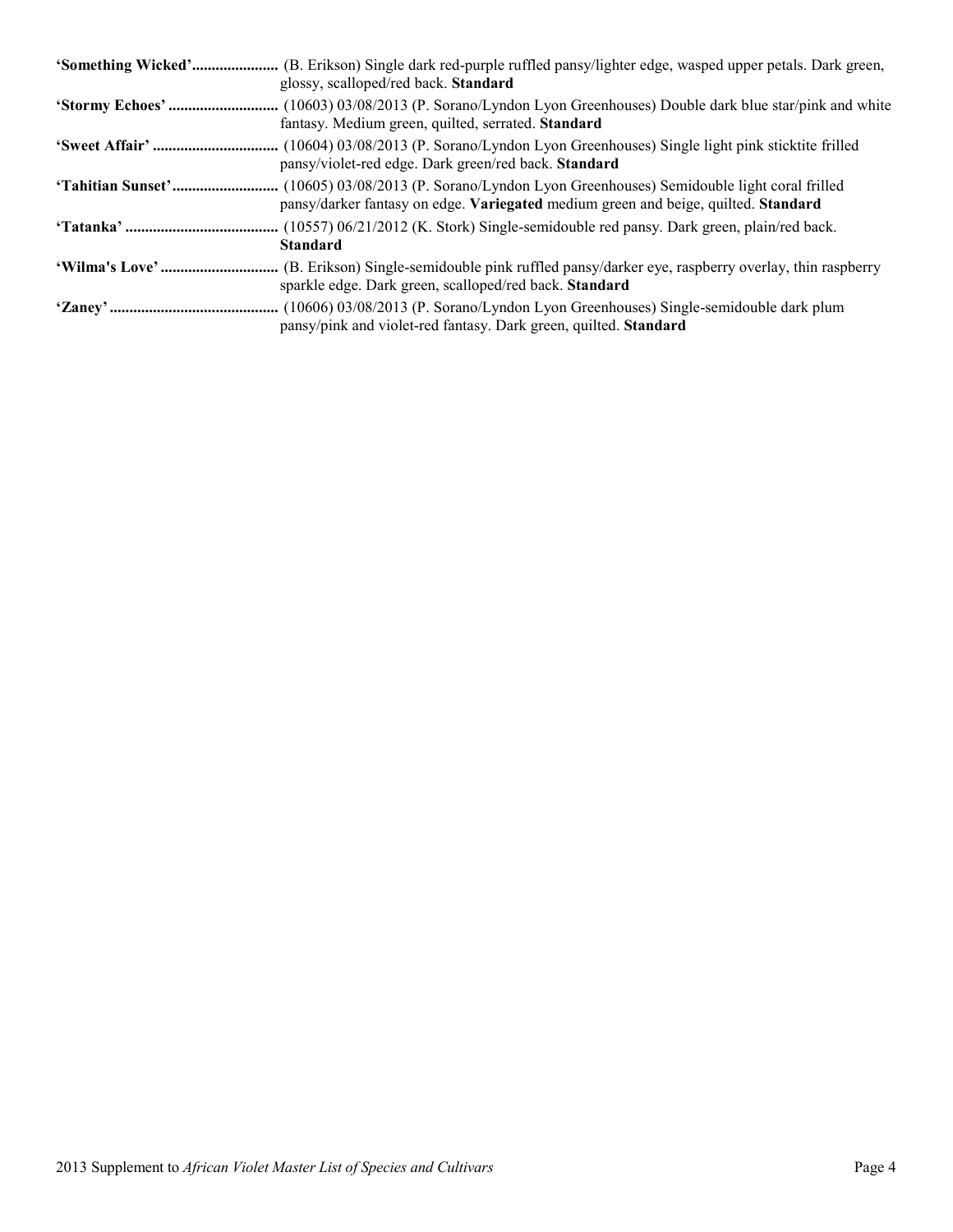**'Something Wicked'**...................... (B. Erikson) Single dark red-purple ruffled pansy/lighter edge, wasped upper petals. Dark green, glossy, scalloped/red back. **Standard**

**'Stormy Echoes'**............................ (10603) 03/08/2013 (P. Sorano/Lyndon Lyon Greenhouses) Double dark blue star/pink and white fantasy. Medium green, quilted, serrated. **Standard**

**'Sweet Affair'**................................ (10604) 03/08/2013 (P. Sorano/Lyndon Lyon Greenhouses) Single light pink sticktite frilled pansy/violet-red edge. Dark green/red back. **Standard**

**'Tahitian Sunset'**........................... (10605) 03/08/2013 (P. Sorano/Lyndon Lyon Greenhouses) Semidouble light coral frilled pansy/darker fantasy on edge. **Variegated** medium green and beige, quilted. **Standard**

**'Tatanka'**....................................... (10557) 06/21/2012 (K. Stork) Single-semidouble red pansy. Dark green, plain/red back. **Standard**

**'Wilma's Love'**.............................. (B. Erikson) Single-semidouble pink ruffled pansy/darker eye, raspberry overlay, thin raspberry sparkle edge. Dark green, scalloped/red back. **Standard**

**'Zaney'**........................................... (10606) 03/08/2013 (P. Sorano/Lyndon Lyon Greenhouses) Single-semidouble dark plum pansy/pink and violet-red fantasy. Dark green, quilted. **Standard**